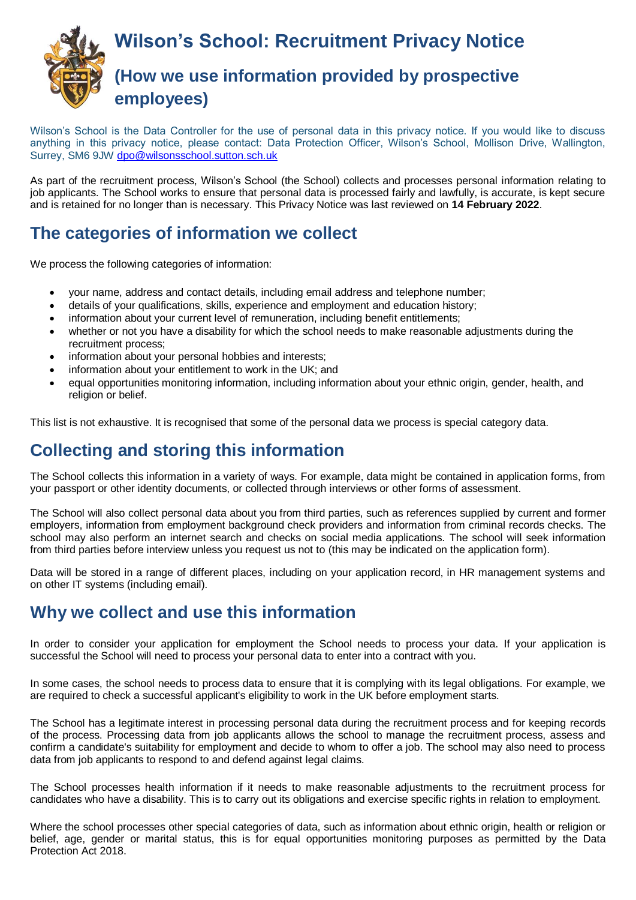# Wilson's School: Recruitment Privacy Notice

## (How we use information provided by prospective employees)

Wilson's School is the Data Controller for the use of personal data in this privacy notice. If you would like to discuss anything in this privacy notice, please contact: Data Protection Officer, Wilson's School, Mollison Drive, Wallington, Surrey, SM6 9JW dpo@wilsonsschool.sutton.sch.uk

As part of the recruitment process, Wilson's School (the School) collects and processes personal information relating to job applicants. The School works to ensure that personal data is processed fairly and lawfully, is accurate, is kept secure and is retained for no longer than is necessary. This Privacy Notice was last reviewed on **14 February 2022**.

## The categories of information we collect

We process the following categories of information:

- your name, address and contact details, including email address and telephone number;
- details of your qualifications, skills, experience and employment and education history;
- information about your current level of remuneration, including benefit entitlements;
- whether or not you have a disability for which the school needs to make reasonable adjustments during the recruitment process;
- information about your personal hobbies and interests;
- information about your entitlement to work in the UK; and
- equal opportunities monitoring information, including information about your ethnic origin, gender, health, and religion or belief.

This list is not exhaustive. It is recognised that some of the personal data we process is special category data.

## Collecting and storing this information

The School collects this information in a variety of ways. For example, data might be contained in application forms, from your passport or other identity documents, or collected through interviews or other forms of assessment.

The School will also collect personal data about you from third parties, such as references supplied by current and former employers, information from employment background check providers and information from criminal records checks. The school may also perform an internet search and checks on social media applications. The school will seek information from third parties before interview unless you request us not to (this may be indicated on the application form).

Data will be stored in a range of different places, including on your application record, in HR management systems and on other IT systems (including email).

## Why we collect and use this information

In order to consider your application for employment the School needs to process your data. If your application is successful the School will need to process your personal data to enter into a contract with you.

In some cases, the school needs to process data to ensure that it is complying with its legal obligations. For example, we are required to check a successful applicant's eligibility to work in the UK before employment starts.

The School has a legitimate interest in processing personal data during the recruitment process and for keeping records of the process. Processing data from job applicants allows the school to manage the recruitment process, assess and confirm a candidate's suitability for employment and decide to whom to offer a job. The school may also need to process data from job applicants to respond to and defend against legal claims.

The School processes health information if it needs to make reasonable adjustments to the recruitment process for candidates who have a disability. This is to carry out its obligations and exercise specific rights in relation to employment.

Where the school processes other special categories of data, such as information about ethnic origin, health or religion or belief, age, gender or marital status, this is for equal opportunities monitoring purposes as permitted by the Data Protection Act 2018.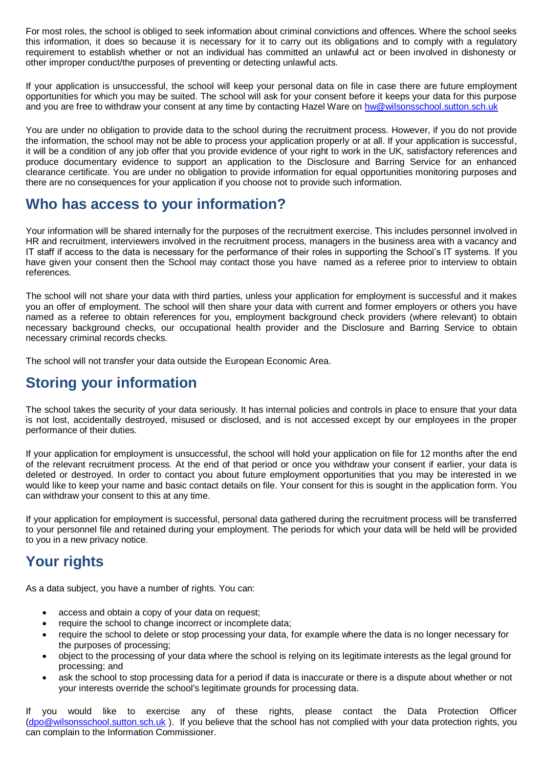For most roles, the school is obliged to seek information about criminal convictions and offences. Where the school seeks this information, it does so because it is necessary for it to carry out its obligations and to comply with a regulatory requirement to establish whether or not an individual has committed an unlawful act or been involved in dishonesty or other improper conduct/the purposes of preventing or detecting unlawful acts.

If your application is unsuccessful, the school will keep your personal data on file in case there are future employment opportunities for which you may be suited. The school will ask for your consent before it keeps your data for this purpose and you are free to withdraw your consent at any time by contacting Hazel Ware on [hw@wilsonsschool.sutton.sch.uk](mailto:hw@wilsonsschool.sutton.sch.uk)

You are under no obligation to provide data to the school during the recruitment process. However, if you do not provide the information, the school may not be able to process your application properly or at all. If your application is successful, it will be a condition of any job offer that you provide evidence of your right to work in the UK, satisfactory references and produce documentary evidence to support an application to the Disclosure and Barring Service for an enhanced clearance certificate. You are under no obligation to provide information for equal opportunities monitoring purposes and there are no consequences for your application if you choose not to provide such information.

## Who has access to your information?

Your information will be shared internally for the purposes of the recruitment exercise. This includes personnel involved in HR and recruitment, interviewers involved in the recruitment process, managers in the business area with a vacancy and IT staff if access to the data is necessary for the performance of their roles in supporting the School's IT systems. If you have given your consent then the School may contact those you have named as a referee prior to interview to obtain references.

The school will not share your data with third parties, unless your application for employment is successful and it makes you an offer of employment. The school will then share your data with current and former employers or others you have named as a referee to obtain references for you, employment background check providers (where relevant) to obtain necessary background checks, our occupational health provider and the Disclosure and Barring Service to obtain necessary criminal records checks.

The school will not transfer your data outside the European Economic Area.

## Storing your information

The school takes the security of your data seriously. It has internal policies and controls in place to ensure that your data is not lost, accidentally destroyed, misused or disclosed, and is not accessed except by our employees in the proper performance of their duties.

If your application for employment is unsuccessful, the school will hold your application on file for 12 months after the end of the relevant recruitment process. At the end of that period or once you withdraw your consent if earlier, your data is deleted or destroyed. In order to contact you about future employment opportunities that you may be interested in we would like to keep your name and basic contact details on file. Your consent for this is sought in the application form. You can withdraw your consent to this at any time.

If your application for employment is successful, personal data gathered during the recruitment process will be transferred to your personnel file and retained during your employment. The periods for which your data will be held will be provided to you in a new privacy notice.

## Your rights

As a data subject, you have a number of rights. You can:

- access and obtain a copy of your data on request;
- require the school to change incorrect or incomplete data;
- require the school to delete or stop processing your data, for example where the data is no longer necessary for the purposes of processing;
- object to the processing of your data where the school is relying on its legitimate interests as the legal ground for processing; and
- ask the school to stop processing data for a period if data is inaccurate or there is a dispute about whether or not your interests override the school's legitimate grounds for processing data.

If you would like to exercise any of these rights, please contact the Data Protection Officer ([dpo@wilsonsschool.sutton.sch.uk](mailto:dpo@wilsonsschool.sutton.sch.uk) ). If you believe that the school has not complied with your data protection rights, you can complain to the Information Commissioner.